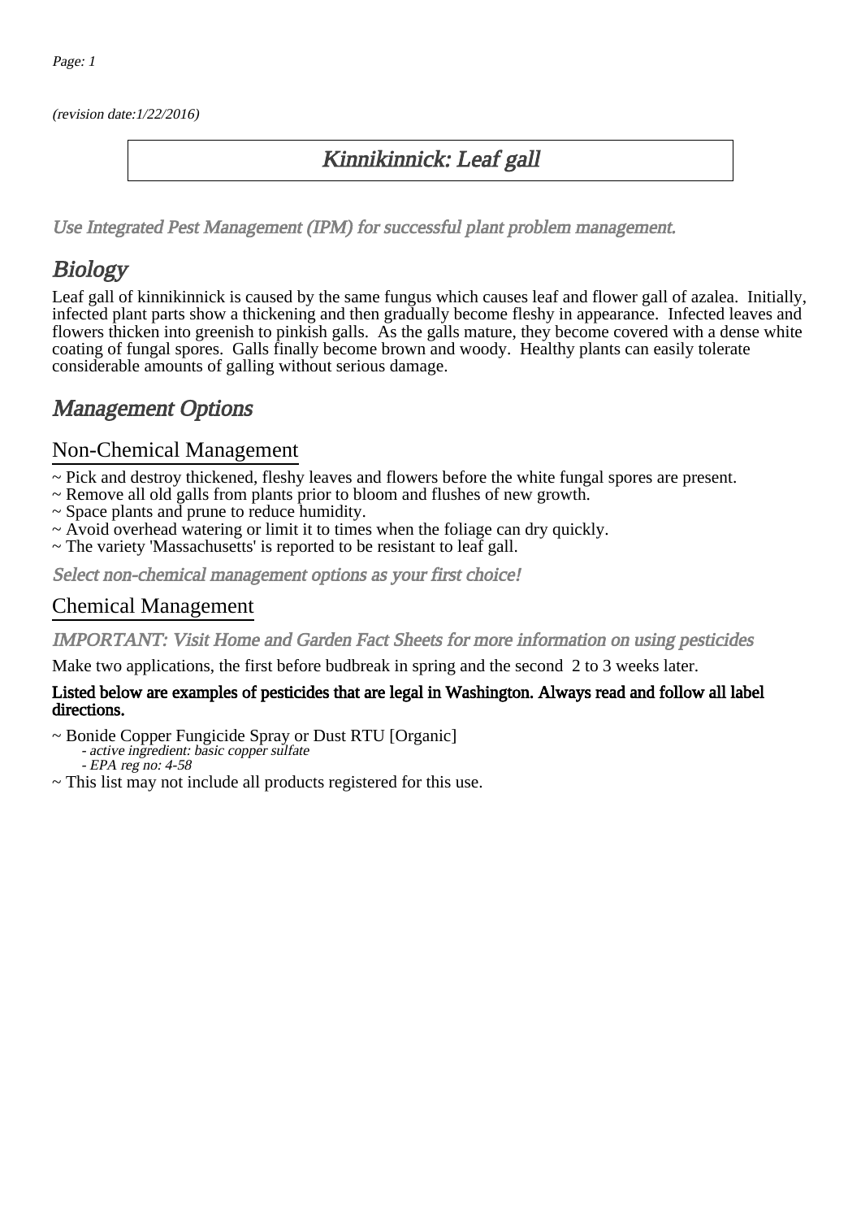(revision date:1/22/2016)

# Kinnikinnick: Leaf gall

*Use Integrated Pest Management (IPM) for successful plant problem management.*

## Biology

Leaf gall of kinnikinnick is caused by the same fungus which causes leaf and flower gall of azalea. Initially, infected plant parts show a thickening and then gradually become fleshy in appearance. Infected leaves and flowers thicken into greenish to pinkish galls. As the galls mature, they become covered with a dense white coating of fungal spores. Galls finally become brown and woody. Healthy plants can easily tolerate considerable amounts of galling without serious damage.

## Management Options

### Non-Chemical Management

~ Pick and destroy thickened, fleshy leaves and flowers before the white fungal spores are present.
~ Remove all old galls from plants prior to bloom and flushes of new growth.
~ Space plants and prune to reduce humidity.
~ Avoid overhead watering or limit it to times when the foliage can dry quickly.
~ The variety 'Massachusetts' is reported to be resistant to leaf gall.

*Select non-chemical management options as your first choice!*

### Chemical Management

*IMPORTANT: Visit Home and Garden Fact Sheets for more information on using pesticides*

Make two applications, the first before budbreak in spring and the second 2 to 3 weeks later.

**Listed below are examples of pesticides that are legal in Washington. Always read and follow all label directions.**

~ Bonide Copper Fungicide Spray or Dust RTU [Organic]
  - *active ingredient: basic copper sulfate*
  - *EPA reg no: 4-58*

~ This list may not include all products registered for this use.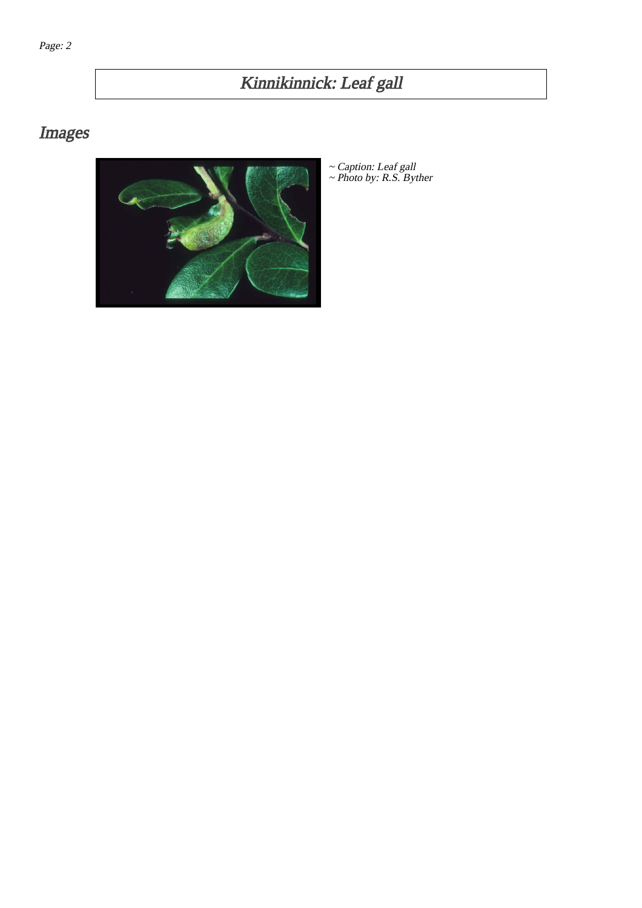# Kinnikinnick: Leaf gall

## Images

~ Caption: Leaf gall
~ Photo by: R.S. Byther